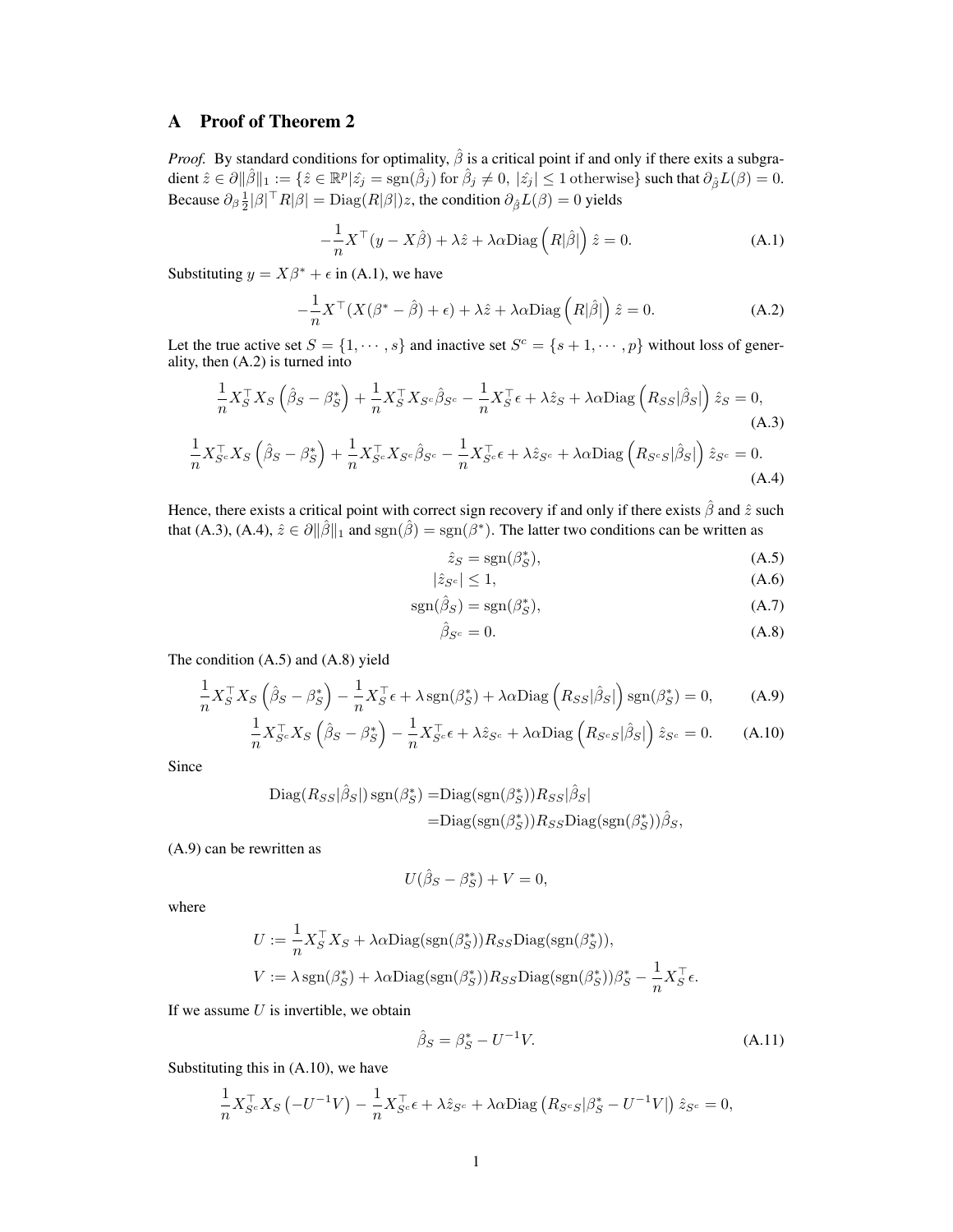# A Proof of Theorem 2

*Proof.* By standard conditions for optimality, $\hat{\beta}$ is a critical point if and only if there exits a subgradient $\hat{z} \in \partial\|\hat{\beta}\|_1 := \{\hat{z} \in \mathbb{R}^p | \hat{z_j} = \mathrm{sgn}(\hat{\beta}_j) \text{ for } \hat{\beta}_j \neq 0,\ |\hat{z_j}| \leq 1 \text{ otherwise}\}$ such that $\partial_{\hat{\beta}} L(\beta) = 0$. Because $\partial_\beta \frac{1}{2}|\beta|^\top R|\beta| = \mathrm{Diag}(R|\beta|)z$, the condition $\partial_{\hat{\beta}} L(\beta) = 0$ yields

$$-\frac{1}{n}X^\top(y - X\hat{\beta}) + \lambda\hat{z} + \lambda\alpha\mathrm{Diag}\left(R|\hat{\beta}|\right)\hat{z} = 0. \tag{A.1}$$

Substituting $y = X\beta^* + \epsilon$ in (A.1), we have

$$-\frac{1}{n}X^\top(X(\beta^* - \hat{\beta}) + \epsilon) + \lambda\hat{z} + \lambda\alpha\mathrm{Diag}\left(R|\hat{\beta}|\right)\hat{z} = 0. \tag{A.2}$$

Let the true active set $S = \{1, \cdots, s\}$ and inactive set $S^c = \{s+1, \cdots, p\}$ without loss of generality, then (A.2) is turned into

$$\frac{1}{n}X_S^\top X_S\left(\hat{\beta}_S - \beta_S^*\right) + \frac{1}{n}X_S^\top X_{S^c}\hat{\beta}_{S^c} - \frac{1}{n}X_S^\top\epsilon + \lambda\hat{z}_S + \lambda\alpha\mathrm{Diag}\left(R_{SS}|\hat{\beta}_S|\right)\hat{z}_S = 0, \tag{A.3}$$

$$\frac{1}{n}X_{S^c}^\top X_S\left(\hat{\beta}_S - \beta_S^*\right) + \frac{1}{n}X_{S^c}^\top X_{S^c}\hat{\beta}_{S^c} - \frac{1}{n}X_{S^c}^\top\epsilon + \lambda\hat{z}_{S^c} + \lambda\alpha\mathrm{Diag}\left(R_{S^cS}|\hat{\beta}_S|\right)\hat{z}_{S^c} = 0. \tag{A.4}$$

Hence, there exists a critical point with correct sign recovery if and only if there exists $\hat{\beta}$ and $\hat{z}$ such that (A.3), (A.4), $\hat{z} \in \partial\|\hat{\beta}\|_1$ and $\mathrm{sgn}(\hat{\beta}) = \mathrm{sgn}(\beta^*)$. The latter two conditions can be written as

$$\hat{z}_S = \mathrm{sgn}(\beta_S^*), \tag{A.5}$$

$$|\hat{z}_{S^c}| \leq 1, \tag{A.6}$$

$$\mathrm{sgn}(\hat{\beta}_S) = \mathrm{sgn}(\beta_S^*), \tag{A.7}$$

$$\hat{\beta}_{S^c} = 0. \tag{A.8}$$

The condition (A.5) and (A.8) yield

$$\frac{1}{n}X_S^\top X_S\left(\hat{\beta}_S - \beta_S^*\right) - \frac{1}{n}X_S^\top\epsilon + \lambda\,\mathrm{sgn}(\beta_S^*) + \lambda\alpha\mathrm{Diag}\left(R_{SS}|\hat{\beta}_S|\right)\mathrm{sgn}(\beta_S^*) = 0, \tag{A.9}$$

$$\frac{1}{n}X_{S^c}^\top X_S\left(\hat{\beta}_S - \beta_S^*\right) - \frac{1}{n}X_{S^c}^\top\epsilon + \lambda\hat{z}_{S^c} + \lambda\alpha\mathrm{Diag}\left(R_{S^cS}|\hat{\beta}_S|\right)\hat{z}_{S^c} = 0. \tag{A.10}$$

Since

$$\begin{aligned}\mathrm{Diag}(R_{SS}|\hat{\beta}_S|)\,\mathrm{sgn}(\beta_S^*) =& \mathrm{Diag}(\mathrm{sgn}(\beta_S^*))R_{SS}|\hat{\beta}_S| \\ =& \mathrm{Diag}(\mathrm{sgn}(\beta_S^*))R_{SS}\mathrm{Diag}(\mathrm{sgn}(\beta_S^*))\hat{\beta}_S,\end{aligned}$$

(A.9) can be rewritten as

$$U(\hat{\beta}_S - \beta_S^*) + V = 0,$$

where

$$\begin{aligned}U &:= \frac{1}{n}X_S^\top X_S + \lambda\alpha\mathrm{Diag}(\mathrm{sgn}(\beta_S^*))R_{SS}\mathrm{Diag}(\mathrm{sgn}(\beta_S^*)), \\ V &:= \lambda\,\mathrm{sgn}(\beta_S^*) + \lambda\alpha\mathrm{Diag}(\mathrm{sgn}(\beta_S^*))R_{SS}\mathrm{Diag}(\mathrm{sgn}(\beta_S^*))\beta_S^* - \frac{1}{n}X_S^\top\epsilon.\end{aligned}$$

If we assume $U$ is invertible, we obtain

$$\hat{\beta}_S = \beta_S^* - U^{-1}V. \tag{A.11}$$

Substituting this in (A.10), we have

$$\frac{1}{n}X_{S^c}^\top X_S\left(-U^{-1}V\right) - \frac{1}{n}X_{S^c}^\top\epsilon + \lambda\hat{z}_{S^c} + \lambda\alpha\mathrm{Diag}\left(R_{S^cS}|\beta_S^* - U^{-1}V|\right)\hat{z}_{S^c} = 0,$$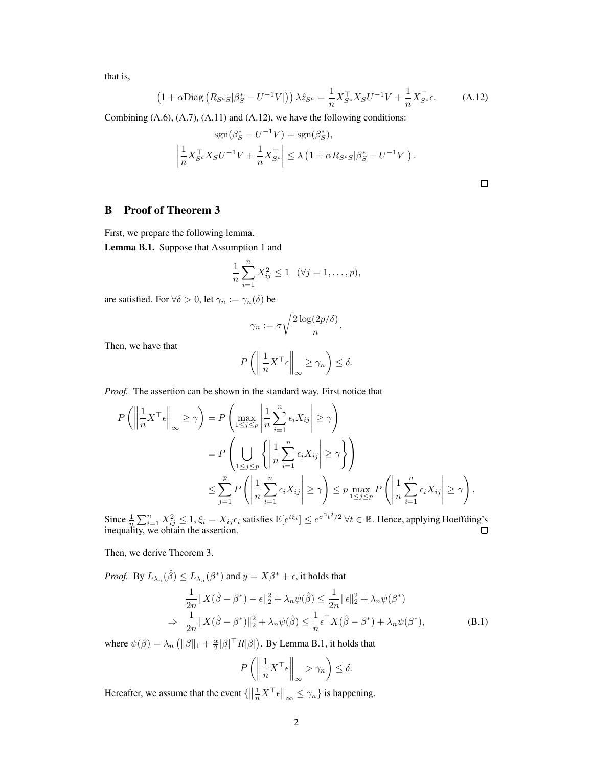that is,

$$\left(1 + \alpha \mathrm{Diag}\left(R_{S^c S} |\beta_S^* - U^{-1}V|\right)\right) \lambda \hat{z}_{S^c} = \frac{1}{n} X_{S^c}^\top X_S U^{-1} V + \frac{1}{n} X_{S^c}^\top \epsilon. \tag{A.12}$$

Combining (A.6), (A.7), (A.11) and (A.12), we have the following conditions:

$$\mathrm{sgn}(\beta_S^* - U^{-1}V) = \mathrm{sgn}(\beta_S^*),$$

$$\left| \frac{1}{n} X_{S^c}^\top X_S U^{-1} V + \frac{1}{n} X_{S^c}^\top \right| \leq \lambda \left(1 + \alpha R_{S^c S} |\beta_S^* - U^{-1}V|\right).$$

□

## B Proof of Theorem 3

First, we prepare the following lemma.

**Lemma B.1.** Suppose that Assumption 1 and

$$\frac{1}{n} \sum_{i=1}^{n} X_{ij}^2 \leq 1 \quad (\forall j = 1, \ldots, p),$$

are satisfied. For $\forall \delta > 0$, let $\gamma_n := \gamma_n(\delta)$ be

$$\gamma_n := \sigma \sqrt{\frac{2 \log(2p/\delta)}{n}}.$$

Then, we have that

$$P\left( \left\| \frac{1}{n} X^\top \epsilon \right\|_\infty \geq \gamma_n \right) \leq \delta.$$

*Proof.* The assertion can be shown in the standard way. First notice that

$$\begin{aligned}
P\left( \left\| \frac{1}{n} X^\top \epsilon \right\|_\infty \geq \gamma \right) &= P\left( \max_{1 \leq j \leq p} \left| \frac{1}{n} \sum_{i=1}^{n} \epsilon_i X_{ij} \right| \geq \gamma \right) \\
&= P\left( \bigcup_{1 \leq j \leq p} \left\{ \left| \frac{1}{n} \sum_{i=1}^{n} \epsilon_i X_{ij} \right| \geq \gamma \right\} \right) \\
&\leq \sum_{j=1}^{p} P\left( \left| \frac{1}{n} \sum_{i=1}^{n} \epsilon_i X_{ij} \right| \geq \gamma \right) \leq p \max_{1 \leq j \leq p} P\left( \left| \frac{1}{n} \sum_{i=1}^{n} \epsilon_i X_{ij} \right| \geq \gamma \right).
\end{aligned}$$

Since $\frac{1}{n} \sum_{i=1}^{n} X_{ij}^2 \leq 1$, $\xi_i = X_{ij}\epsilon_i$ satisfies $\mathrm{E}[e^{t\xi_i}] \leq e^{\sigma^2 t^2/2}\ \forall t \in \mathbb{R}$. Hence, applying Hoeffding's inequality, we obtain the assertion. □

Then, we derive Theorem 3.

*Proof.* By $L_{\lambda_n}(\hat{\beta}) \leq L_{\lambda_n}(\beta^*)$ and $y = X\beta^* + \epsilon$, it holds that

$$\begin{aligned}
&\frac{1}{2n} \|X(\hat{\beta} - \beta^*) - \epsilon\|_2^2 + \lambda_n \psi(\hat{\beta}) \leq \frac{1}{2n} \|\epsilon\|_2^2 + \lambda_n \psi(\beta^*) \\
\Rightarrow\ &\frac{1}{2n} \|X(\hat{\beta} - \beta^*)\|_2^2 + \lambda_n \psi(\hat{\beta}) \leq \frac{1}{n} \epsilon^\top X(\hat{\beta} - \beta^*) + \lambda_n \psi(\beta^*),
\end{aligned} \tag{B.1}$$

where $\psi(\beta) = \lambda_n \left( \|\beta\|_1 + \frac{\alpha}{2} |\beta|^\top R |\beta| \right)$. By Lemma B.1, it holds that

$$P\left( \left\| \frac{1}{n} X^\top \epsilon \right\|_\infty > \gamma_n \right) \leq \delta.$$

Hereafter, we assume that the event $\{ \left\| \frac{1}{n} X^\top \epsilon \right\|_\infty \leq \gamma_n \}$ is happening.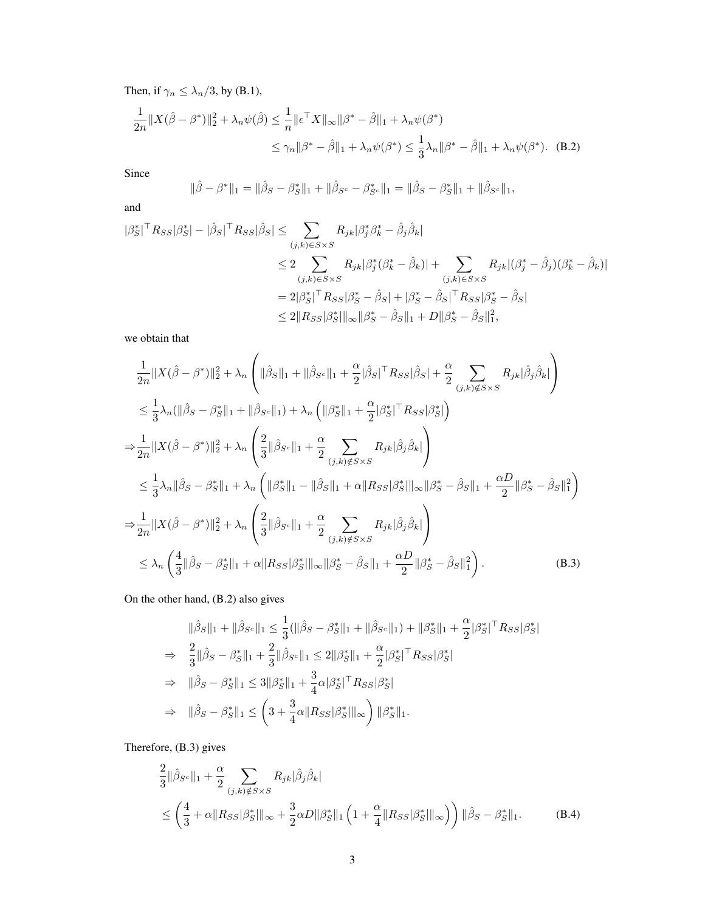Then, if $\gamma_n \le \lambda_n/3$, by (B.1),

$$
\begin{aligned}
\frac{1}{2n}\|X(\hat\beta-\beta^*)\|_2^2+\lambda_n\psi(\hat\beta) &\le \frac{1}{n}\|\epsilon^\top X\|_\infty\|\beta^*-\hat\beta\|_1+\lambda_n\psi(\beta^*)\\
&\le \gamma_n\|\beta^*-\hat\beta\|_1+\lambda_n\psi(\beta^*)\le \frac{1}{3}\lambda_n\|\beta^*-\hat\beta\|_1+\lambda_n\psi(\beta^*). \quad \text{(B.2)}
\end{aligned}
$$

Since

$$
\|\hat\beta-\beta^*\|_1=\|\hat\beta_S-\beta_S^*\|_1+\|\hat\beta_{S^c}-\beta_{S^c}^*\|_1=\|\hat\beta_S-\beta_S^*\|_1+\|\hat\beta_{S^c}\|_1,
$$

and

$$
\begin{aligned}
|\beta_S^*|^\top R_{SS}|\beta_S^*|-|\hat\beta_S|^\top R_{SS}|\hat\beta_S| &\le \sum_{(j,k)\in S\times S} R_{jk}|\beta_j^*\beta_k^*-\hat\beta_j\hat\beta_k|\\
&\le 2\sum_{(j,k)\in S\times S} R_{jk}|\beta_j^*(\beta_k^*-\hat\beta_k)|+\sum_{(j,k)\in S\times S} R_{jk}|(\beta_j^*-\hat\beta_j)(\beta_k^*-\hat\beta_k)|\\
&=2|\beta_S^*|^\top R_{SS}|\beta_S^*-\hat\beta_S|+|\beta_S^*-\hat\beta_S|^\top R_{SS}|\beta_S^*-\hat\beta_S|\\
&\le 2\|R_{SS}|\beta_S^*|\|_\infty\|\beta_S^*-\hat\beta_S\|_1+D\|\beta_S^*-\hat\beta_S\|_1^2,
\end{aligned}
$$

we obtain that

$$
\begin{aligned}
&\frac{1}{2n}\|X(\hat\beta-\beta^*)\|_2^2+\lambda_n\left(\|\hat\beta_S\|_1+\|\hat\beta_{S^c}\|_1+\frac{\alpha}{2}|\hat\beta_S|^\top R_{SS}|\hat\beta_S|+\frac{\alpha}{2}\sum_{(j,k)\notin S\times S}R_{jk}|\hat\beta_j\hat\beta_k|\right)\\
&\le \frac{1}{3}\lambda_n(\|\hat\beta_S-\beta_S^*\|_1+\|\hat\beta_{S^c}\|_1)+\lambda_n\left(\|\beta_S^*\|_1+\frac{\alpha}{2}|\beta_S^*|^\top R_{SS}|\beta_S^*|\right)\\
&\Rightarrow \frac{1}{2n}\|X(\hat\beta-\beta^*)\|_2^2+\lambda_n\left(\frac{2}{3}\|\hat\beta_{S^c}\|_1+\frac{\alpha}{2}\sum_{(j,k)\notin S\times S}R_{jk}|\hat\beta_j\hat\beta_k|\right)\\
&\le \frac{1}{3}\lambda_n\|\hat\beta_S-\beta_S^*\|_1+\lambda_n\left(\|\beta_S^*\|_1-\|\hat\beta_S\|_1+\alpha\|R_{SS}|\beta_S^*|\|_\infty\|\beta_S^*-\hat\beta_S\|_1+\frac{\alpha D}{2}\|\beta_S^*-\hat\beta_S\|_1^2\right)\\
&\Rightarrow \frac{1}{2n}\|X(\hat\beta-\beta^*)\|_2^2+\lambda_n\left(\frac{2}{3}\|\hat\beta_{S^c}\|_1+\frac{\alpha}{2}\sum_{(j,k)\notin S\times S}R_{jk}|\hat\beta_j\hat\beta_k|\right)\\
&\le \lambda_n\left(\frac{4}{3}\|\hat\beta_S-\beta_S^*\|_1+\alpha\|R_{SS}|\beta_S^*|\|_\infty\|\beta_S^*-\hat\beta_S\|_1+\frac{\alpha D}{2}\|\beta_S^*-\hat\beta_S\|_1^2\right). \quad \text{(B.3)}
\end{aligned}
$$

On the other hand, (B.2) also gives

$$
\begin{aligned}
&\|\hat\beta_S\|_1+\|\hat\beta_{S^c}\|_1\le \frac{1}{3}(\|\hat\beta_S-\beta_S^*\|_1+\|\hat\beta_{S^c}\|_1)+\|\beta_S^*\|_1+\frac{\alpha}{2}|\beta_S^*|^\top R_{SS}|\beta_S^*|\\
\Rightarrow\quad &\frac{2}{3}\|\hat\beta_S-\beta_S^*\|_1+\frac{2}{3}\|\hat\beta_{S^c}\|_1\le 2\|\beta_S^*\|_1+\frac{\alpha}{2}|\beta_S^*|^\top R_{SS}|\beta_S^*|\\
\Rightarrow\quad &\|\hat\beta_S-\beta_S^*\|_1\le 3\|\beta_S^*\|_1+\frac{3}{4}\alpha|\beta_S^*|^\top R_{SS}|\beta_S^*|\\
\Rightarrow\quad &\|\hat\beta_S-\beta_S^*\|_1\le \left(3+\frac{3}{4}\alpha\|R_{SS}|\beta_S^*|\|_\infty\right)\|\beta_S^*\|_1.
\end{aligned}
$$

Therefore, (B.3) gives

$$
\begin{aligned}
&\frac{2}{3}\|\hat\beta_{S^c}\|_1+\frac{\alpha}{2}\sum_{(j,k)\notin S\times S}R_{jk}|\hat\beta_j\hat\beta_k|\\
&\le \left(\frac{4}{3}+\alpha\|R_{SS}|\beta_S^*|\|_\infty+\frac{3}{2}\alpha D\|\beta_S^*\|_1\left(1+\frac{\alpha}{4}\|R_{SS}|\beta_S^*|\|_\infty\right)\right)\|\hat\beta_S-\beta_S^*\|_1. \quad \text{(B.4)}
\end{aligned}
$$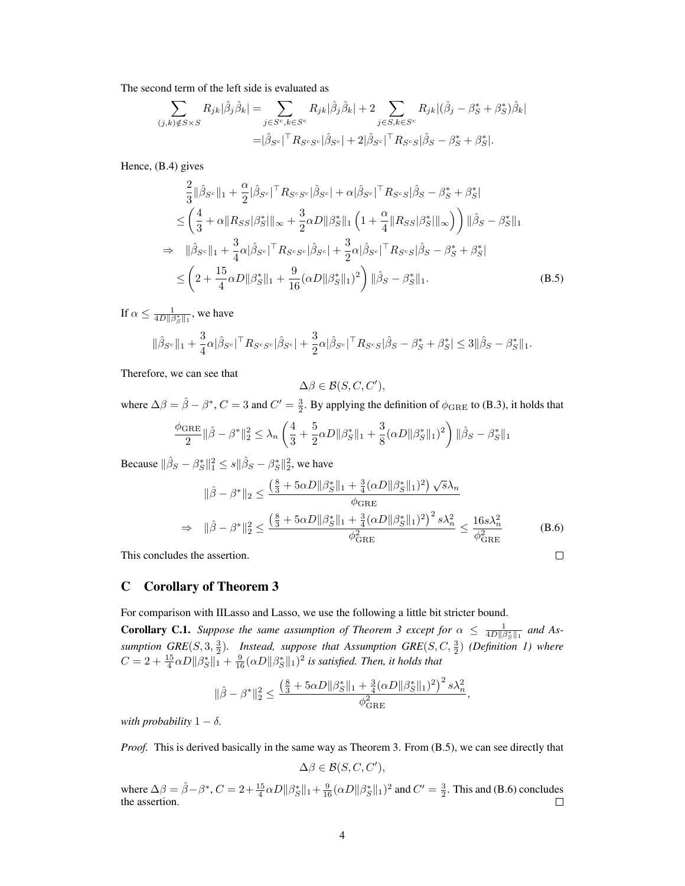The second term of the left side is evaluated as

$$
\begin{aligned}
\sum_{(j,k)\notin S\times S} R_{jk}|\hat\beta_j\hat\beta_k| &= \sum_{j\in S^c,k\in S^c} R_{jk}|\hat\beta_j\hat\beta_k| + 2\sum_{j\in S,k\in S^c} R_{jk}|(\hat\beta_j-\beta_S^*+\beta_S^*)\hat\beta_k| \\
&= |\hat\beta_{S^c}|^\top R_{S^cS^c}|\hat\beta_{S^c}| + 2|\hat\beta_{S^c}|^\top R_{S^cS}|\hat\beta_S-\beta_S^*+\beta_S^*|.
\end{aligned}
$$

Hence, (B.4) gives

$$
\begin{aligned}
&\frac{2}{3}\|\hat\beta_{S^c}\|_1 + \frac{\alpha}{2}|\hat\beta_{S^c}|^\top R_{S^cS^c}|\hat\beta_{S^c}| + \alpha|\hat\beta_{S^c}|^\top R_{S^cS}|\hat\beta_S-\beta_S^*+\beta_S^*| \\
&\le \left(\frac{4}{3} + \alpha\|R_{SS}|\beta_S^*|\|_\infty + \frac{3}{2}\alpha D\|\beta_S^*\|_1\left(1+\frac{\alpha}{4}\|R_{SS}|\beta_S^*|\|_\infty\right)\right)\|\hat\beta_S-\beta_S^*\|_1 \\
\Rightarrow\quad &\|\hat\beta_{S^c}\|_1 + \frac{3}{4}\alpha|\hat\beta_{S^c}|^\top R_{S^cS^c}|\hat\beta_{S^c}| + \frac{3}{2}\alpha|\hat\beta_{S^c}|^\top R_{S^cS}|\hat\beta_S-\beta_S^*+\beta_S^*| \\
&\le \left(2 + \frac{15}{4}\alpha D\|\beta_S^*\|_1 + \frac{9}{16}(\alpha D\|\beta_S^*\|_1)^2\right)\|\hat\beta_S-\beta_S^*\|_1. \qquad \text{(B.5)}
\end{aligned}
$$

If $\alpha \le \frac{1}{4D\|\beta_S^*\|_1}$, we have

$$
\|\hat\beta_{S^c}\|_1 + \frac{3}{4}\alpha|\hat\beta_{S^c}|^\top R_{S^cS^c}|\hat\beta_{S^c}| + \frac{3}{2}\alpha|\hat\beta_{S^c}|^\top R_{S^cS}|\hat\beta_S-\beta_S^*+\beta_S^*| \le 3\|\hat\beta_S-\beta_S^*\|_1.
$$

Therefore, we can see that

$$
\Delta\beta \in \mathcal{B}(S,C,C'),
$$

where $\Delta\beta = \hat\beta - \beta^*$, $C=3$ and $C'=\frac{3}{2}$. By applying the definition of $\phi_{\mathrm{GRE}}$ to (B.3), it holds that

$$
\frac{\phi_{\mathrm{GRE}}}{2}\|\hat\beta-\beta^*\|_2^2 \le \lambda_n\left(\frac{4}{3} + \frac{5}{2}\alpha D\|\beta_S^*\|_1 + \frac{3}{8}(\alpha D\|\beta_S^*\|_1)^2\right)\|\hat\beta_S-\beta_S^*\|_1
$$

Because $\|\hat\beta_S-\beta_S^*\|_1^2 \le s\|\hat\beta_S-\beta_S^*\|_2^2$, we have

$$
\begin{aligned}
&\|\hat\beta-\beta^*\|_2 \le \frac{\left(\frac{8}{3} + 5\alpha D\|\beta_S^*\|_1 + \frac{3}{4}(\alpha D\|\beta_S^*\|_1)^2\right)\sqrt{s}\lambda_n}{\phi_{\mathrm{GRE}}} \\
\Rightarrow\quad &\|\hat\beta-\beta^*\|_2^2 \le \frac{\left(\frac{8}{3} + 5\alpha D\|\beta_S^*\|_1 + \frac{3}{4}(\alpha D\|\beta_S^*\|_1)^2\right)^2 s\lambda_n^2}{\phi_{\mathrm{GRE}}^2} \le \frac{16 s\lambda_n^2}{\phi_{\mathrm{GRE}}^2} \qquad \text{(B.6)}
\end{aligned}
$$

This concludes the assertion. $\square$

## C Corollary of Theorem 3

For comparison with IILasso and Lasso, we use the following a little bit stricter bound.

**Corollary C.1.** *Suppose the same assumption of Theorem 3 except for $\alpha \le \frac{1}{4D\|\beta_S^*\|_1}$ and Assumption GRE$(S,3,\frac{3}{2})$. Instead, suppose that Assumption GRE$(S,C,\frac{3}{2})$ (Definition 1) where $C = 2 + \frac{15}{4}\alpha D\|\beta_S^*\|_1 + \frac{9}{16}(\alpha D\|\beta_S^*\|_1)^2$ is satisfied. Then, it holds that*

$$
\|\hat\beta-\beta^*\|_2^2 \le \frac{\left(\frac{8}{3} + 5\alpha D\|\beta_S^*\|_1 + \frac{3}{4}(\alpha D\|\beta_S^*\|_1)^2\right)^2 s\lambda_n^2}{\phi_{\mathrm{GRE}}^2},
$$

*with probability $1-\delta$.*

*Proof.* This is derived basically in the same way as Theorem 3. From (B.5), we can see directly that

$$
\Delta\beta \in \mathcal{B}(S,C,C'),
$$

where $\Delta\beta = \hat\beta-\beta^*$, $C = 2 + \frac{15}{4}\alpha D\|\beta_S^*\|_1 + \frac{9}{16}(\alpha D\|\beta_S^*\|_1)^2$ and $C' = \frac{3}{2}$. This and (B.6) concludes the assertion. $\square$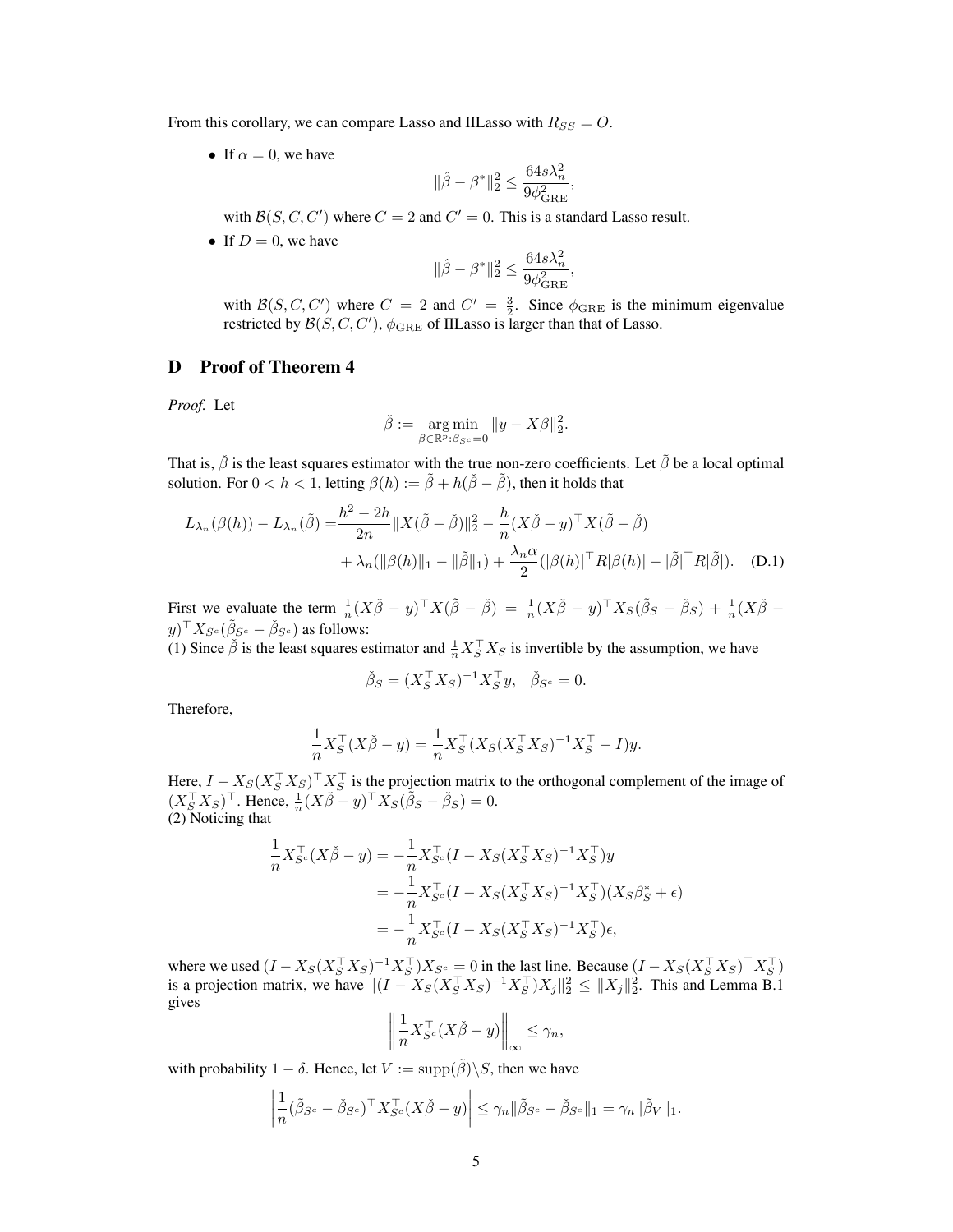From this corollary, we can compare Lasso and IILasso with $R_{SS} = O$.

- If $\alpha = 0$, we have
$$\|\hat{\beta} - \beta^*\|_2^2 \leq \frac{64 s \lambda_n^2}{9\phi_{\mathrm{GRE}}^2},$$
with $\mathcal{B}(S, C, C')$ where $C = 2$ and $C' = 0$. This is a standard Lasso result.

- If $D = 0$, we have
$$\|\hat{\beta} - \beta^*\|_2^2 \leq \frac{64 s \lambda_n^2}{9\phi_{\mathrm{GRE}}^2},$$
with $\mathcal{B}(S, C, C')$ where $C = 2$ and $C' = \frac{3}{2}$. Since $\phi_{\mathrm{GRE}}$ is the minimum eigenvalue restricted by $\mathcal{B}(S, C, C')$, $\phi_{\mathrm{GRE}}$ of IILasso is larger than that of Lasso.

# D Proof of Theorem 4

*Proof.* Let
$$\check{\beta} := \mathop{\arg\min}_{\beta \in \mathbb{R}^p : \beta_{S^c} = 0} \|y - X\beta\|_2^2.$$

That is, $\check{\beta}$ is the least squares estimator with the true non-zero coefficients. Let $\tilde{\beta}$ be a local optimal solution. For $0 < h < 1$, letting $\beta(h) := \tilde{\beta} + h(\check{\beta} - \tilde{\beta})$, then it holds that

$$\begin{aligned} L_{\lambda_n}(\beta(h)) - L_{\lambda_n}(\tilde{\beta}) = & \frac{h^2 - 2h}{2n}\|X(\tilde{\beta} - \check{\beta})\|_2^2 - \frac{h}{n}(X\check{\beta} - y)^\top X(\tilde{\beta} - \check{\beta}) \\ & + \lambda_n(\|\beta(h)\|_1 - \|\tilde{\beta}\|_1) + \frac{\lambda_n \alpha}{2}(|\beta(h)|^\top R|\beta(h)| - |\tilde{\beta}|^\top R|\tilde{\beta}|). \quad \text{(D.1)} \end{aligned}$$

First we evaluate the term $\frac{1}{n}(X\check{\beta} - y)^\top X(\tilde{\beta} - \check{\beta}) = \frac{1}{n}(X\check{\beta} - y)^\top X_S(\tilde{\beta}_S - \check{\beta}_S) + \frac{1}{n}(X\check{\beta} - y)^\top X_{S^c}(\tilde{\beta}_{S^c} - \check{\beta}_{S^c})$ as follows:
(1) Since $\check{\beta}$ is the least squares estimator and $\frac{1}{n}X_S^\top X_S$ is invertible by the assumption, we have

$$\check{\beta}_S = (X_S^\top X_S)^{-1} X_S^\top y, \quad \check{\beta}_{S^c} = 0.$$

Therefore,

$$\frac{1}{n}X_S^\top(X\check{\beta} - y) = \frac{1}{n}X_S^\top(X_S(X_S^\top X_S)^{-1}X_S^\top - I)y.$$

Here, $I - X_S(X_S^\top X_S)^\top X_S^\top$ is the projection matrix to the orthogonal complement of the image of $(X_S^\top X_S)^\top$. Hence, $\frac{1}{n}(X\check{\beta} - y)^\top X_S(\tilde{\beta}_S - \check{\beta}_S) = 0$.
(2) Noticing that

$$\begin{aligned} \frac{1}{n}X_{S^c}^\top(X\check{\beta} - y) &= -\frac{1}{n}X_{S^c}^\top(I - X_S(X_S^\top X_S)^{-1}X_S^\top)y \\ &= -\frac{1}{n}X_{S^c}^\top(I - X_S(X_S^\top X_S)^{-1}X_S^\top)(X_S\beta_S^* + \epsilon) \\ &= -\frac{1}{n}X_{S^c}^\top(I - X_S(X_S^\top X_S)^{-1}X_S^\top)\epsilon, \end{aligned}$$

where we used $(I - X_S(X_S^\top X_S)^{-1}X_S^\top)X_{S^c} = 0$ in the last line. Because $(I - X_S(X_S^\top X_S)^\top X_S^\top)$ is a projection matrix, we have $\|(I - X_S(X_S^\top X_S)^{-1}X_S^\top)X_j\|_2^2 \leq \|X_j\|_2^2$. This and Lemma B.1 gives

$$\left\|\frac{1}{n}X_{S^c}^\top(X\check{\beta} - y)\right\|_\infty \leq \gamma_n,$$

with probability $1 - \delta$. Hence, let $V := \mathrm{supp}(\tilde{\beta}) \backslash S$, then we have

$$\left|\frac{1}{n}(\tilde{\beta}_{S^c} - \check{\beta}_{S^c})^\top X_{S^c}^\top(X\check{\beta} - y)\right| \leq \gamma_n\|\tilde{\beta}_{S^c} - \check{\beta}_{S^c}\|_1 = \gamma_n\|\tilde{\beta}_V\|_1.$$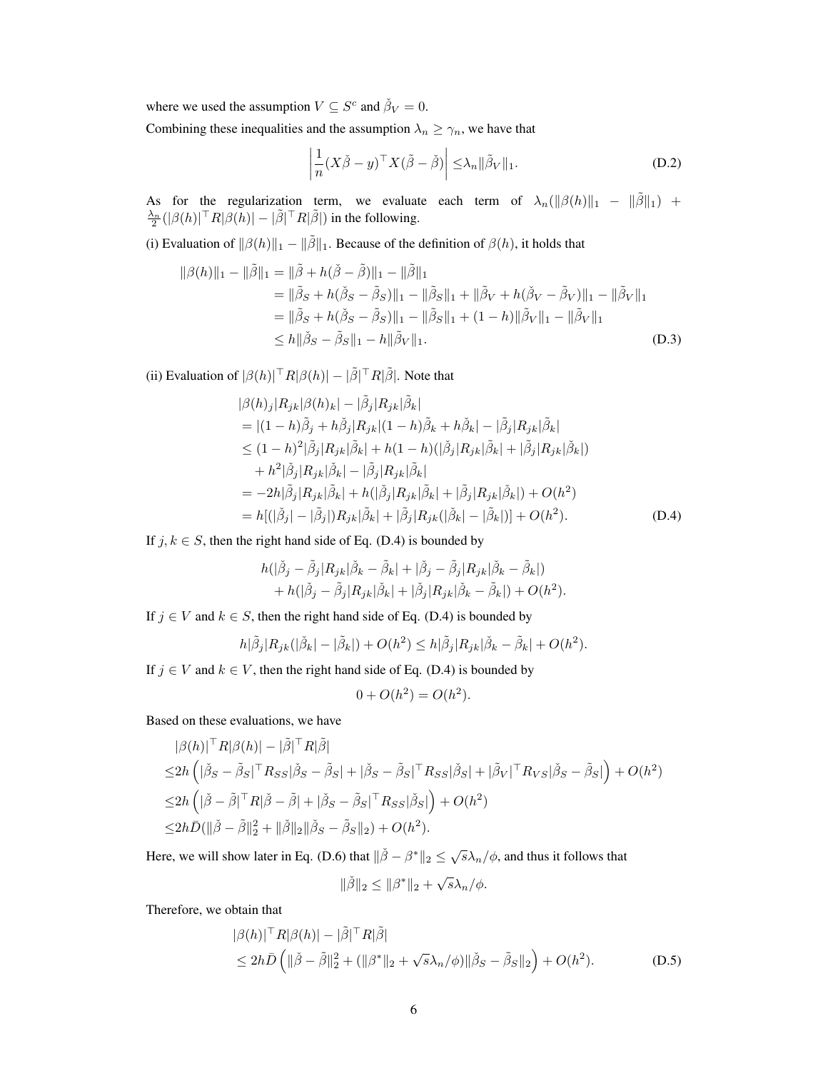where we used the assumption $V \subseteq S^c$ and $\check{\beta}_V = 0$.

Combining these inequalities and the assumption $\lambda_n \geq \gamma_n$, we have that

$$\left| \frac{1}{n}(X\check{\beta} - y)^\top X(\tilde{\beta} - \check{\beta}) \right| \leq \lambda_n \|\tilde{\beta}_V\|_1. \tag{D.2}$$

As for the regularization term, we evaluate each term of $\lambda_n(\|\beta(h)\|_1 - \|\tilde{\beta}\|_1) + \frac{\lambda_n}{2}(|\beta(h)|^\top R|\beta(h)| - |\tilde{\beta}|^\top R|\tilde{\beta}|)$ in the following.

(i) Evaluation of $\|\beta(h)\|_1 - \|\tilde{\beta}\|_1$. Because of the definition of $\beta(h)$, it holds that

$$\begin{aligned}
\|\beta(h)\|_1 - \|\tilde{\beta}\|_1 &= \|\tilde{\beta} + h(\check{\beta} - \tilde{\beta})\|_1 - \|\tilde{\beta}\|_1 \\
&= \|\tilde{\beta}_S + h(\check{\beta}_S - \tilde{\beta}_S)\|_1 - \|\tilde{\beta}_S\|_1 + \|\tilde{\beta}_V + h(\check{\beta}_V - \tilde{\beta}_V)\|_1 - \|\tilde{\beta}_V\|_1 \\
&= \|\tilde{\beta}_S + h(\check{\beta}_S - \tilde{\beta}_S)\|_1 - \|\tilde{\beta}_S\|_1 + (1-h)\|\tilde{\beta}_V\|_1 - \|\tilde{\beta}_V\|_1 \\
&\leq h\|\check{\beta}_S - \tilde{\beta}_S\|_1 - h\|\tilde{\beta}_V\|_1.
\end{aligned} \tag{D.3}$$

(ii) Evaluation of $|\beta(h)|^\top R|\beta(h)| - |\tilde{\beta}|^\top R|\tilde{\beta}|$. Note that

$$\begin{aligned}
&|\beta(h)_j|R_{jk}|\beta(h)_k| - |\tilde{\beta}_j|R_{jk}|\tilde{\beta}_k| \\
&= |(1-h)\tilde{\beta}_j + h\check{\beta}_j|R_{jk}|(1-h)\tilde{\beta}_k + h\check{\beta}_k| - |\tilde{\beta}_j|R_{jk}|\tilde{\beta}_k| \\
&\leq (1-h)^2|\tilde{\beta}_j|R_{jk}|\tilde{\beta}_k| + h(1-h)(|\check{\beta}_j|R_{jk}|\tilde{\beta}_k| + |\tilde{\beta}_j|R_{jk}|\check{\beta}_k|) \\
&\quad + h^2|\check{\beta}_j|R_{jk}|\check{\beta}_k| - |\tilde{\beta}_j|R_{jk}|\tilde{\beta}_k| \\
&= -2h|\tilde{\beta}_j|R_{jk}|\tilde{\beta}_k| + h(|\check{\beta}_j|R_{jk}|\tilde{\beta}_k| + |\tilde{\beta}_j|R_{jk}|\check{\beta}_k|) + O(h^2) \\
&= h[(|\check{\beta}_j| - |\tilde{\beta}_j|)R_{jk}|\tilde{\beta}_k| + |\tilde{\beta}_j|R_{jk}(|\check{\beta}_k| - |\tilde{\beta}_k|)] + O(h^2).
\end{aligned} \tag{D.4}$$

If $j, k \in S$, then the right hand side of Eq. (D.4) is bounded by

$$\begin{aligned}
&h(|\check{\beta}_j - \tilde{\beta}_j|R_{jk}|\check{\beta}_k - \tilde{\beta}_k| + |\check{\beta}_j - \tilde{\beta}_j|R_{jk}|\check{\beta}_k - \tilde{\beta}_k|) \\
&\quad + h(|\check{\beta}_j - \tilde{\beta}_j|R_{jk}|\check{\beta}_k| + |\check{\beta}_j|R_{jk}|\check{\beta}_k - \tilde{\beta}_k|) + O(h^2).
\end{aligned}$$

If $j \in V$ and $k \in S$, then the right hand side of Eq. (D.4) is bounded by

$$h|\tilde{\beta}_j|R_{jk}(|\check{\beta}_k| - |\tilde{\beta}_k|) + O(h^2) \leq h|\tilde{\beta}_j|R_{jk}|\check{\beta}_k - \tilde{\beta}_k| + O(h^2).$$

If $j \in V$ and $k \in V$, then the right hand side of Eq. (D.4) is bounded by

$$0 + O(h^2) = O(h^2).$$

Based on these evaluations, we have

$$\begin{aligned}
&|\beta(h)|^\top R|\beta(h)| - |\tilde{\beta}|^\top R|\tilde{\beta}| \\
\leq& 2h\left(|\check{\beta}_S - \tilde{\beta}_S|^\top R_{SS}|\check{\beta}_S - \tilde{\beta}_S| + |\check{\beta}_S - \tilde{\beta}_S|^\top R_{SS}|\check{\beta}_S| + |\tilde{\beta}_V|^\top R_{VS}|\check{\beta}_S - \tilde{\beta}_S|\right) + O(h^2) \\
\leq& 2h\left(|\check{\beta} - \tilde{\beta}|^\top R|\check{\beta} - \tilde{\beta}| + |\check{\beta}_S - \tilde{\beta}_S|^\top R_{SS}|\check{\beta}_S|\right) + O(h^2) \\
\leq& 2h\bar{D}(\|\check{\beta} - \tilde{\beta}\|_2^2 + \|\check{\beta}\|_2\|\check{\beta}_S - \tilde{\beta}_S\|_2) + O(h^2).
\end{aligned}$$

Here, we will show later in Eq. (D.6) that $\|\check{\beta} - \beta^*\|_2 \leq \sqrt{s}\lambda_n/\phi$, and thus it follows that

$$\|\check{\beta}\|_2 \leq \|\beta^*\|_2 + \sqrt{s}\lambda_n/\phi.$$

Therefore, we obtain that

$$\begin{aligned}
&|\beta(h)|^\top R|\beta(h)| - |\tilde{\beta}|^\top R|\tilde{\beta}| \\
&\leq 2h\bar{D}\left(\|\check{\beta} - \tilde{\beta}\|_2^2 + (\|\beta^*\|_2 + \sqrt{s}\lambda_n/\phi)\|\check{\beta}_S - \tilde{\beta}_S\|_2\right) + O(h^2).
\end{aligned} \tag{D.5}$$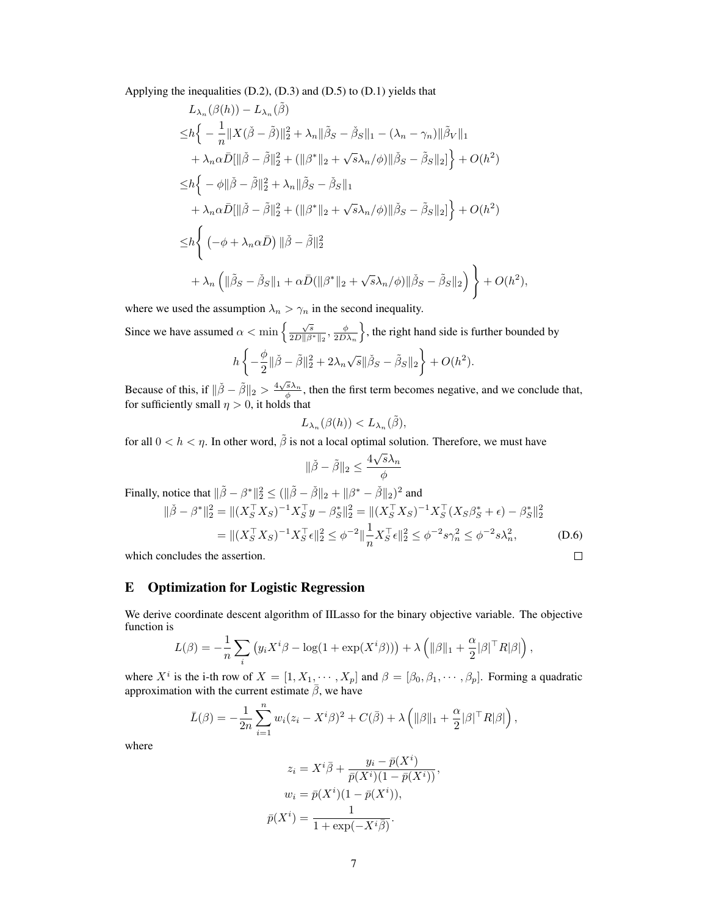Applying the inequalities (D.2), (D.3) and (D.5) to (D.1) yields that

$$
\begin{aligned}
&L_{\lambda_n}(\beta(h)) - L_{\lambda_n}(\tilde{\beta}) \\
\leq& h\Big\{ -\frac{1}{n}\|X(\check{\beta}-\tilde{\beta})\|_2^2 + \lambda_n\|\tilde{\beta}_S - \check{\beta}_S\|_1 - (\lambda_n - \gamma_n)\|\tilde{\beta}_V\|_1 \\
&+ \lambda_n \alpha \bar{D}[\|\check{\beta}-\tilde{\beta}\|_2^2 + (\|\beta^*\|_2 + \sqrt{s}\lambda_n/\phi)\|\check{\beta}_S - \tilde{\beta}_S\|_2]\Big\} + O(h^2) \\
\leq& h\Big\{ -\phi\|\check{\beta}-\tilde{\beta}\|_2^2 + \lambda_n\|\tilde{\beta}_S - \check{\beta}_S\|_1 \\
&+ \lambda_n \alpha \bar{D}[\|\check{\beta}-\tilde{\beta}\|_2^2 + (\|\beta^*\|_2 + \sqrt{s}\lambda_n/\phi)\|\check{\beta}_S - \tilde{\beta}_S\|_2]\Big\} + O(h^2) \\
\leq& h\Bigg\{ \left(-\phi + \lambda_n\alpha\bar{D}\right)\|\check{\beta}-\tilde{\beta}\|_2^2 \\
&+ \lambda_n\left(\|\tilde{\beta}_S - \check{\beta}_S\|_1 + \alpha\bar{D}(\|\beta^*\|_2 + \sqrt{s}\lambda_n/\phi)\|\check{\beta}_S - \tilde{\beta}_S\|_2\right)\Bigg\} + O(h^2),
\end{aligned}
$$

where we used the assumption $\lambda_n > \gamma_n$ in the second inequality.

Since we have assumed $\alpha < \min\left\{\frac{\sqrt{s}}{2D\|\beta^*\|_2}, \frac{\phi}{2D\lambda_n}\right\}$, the right hand side is further bounded by

$$
h\left\{-\frac{\phi}{2}\|\check{\beta}-\tilde{\beta}\|_2^2 + 2\lambda_n\sqrt{s}\|\check{\beta}_S - \tilde{\beta}_S\|_2\right\} + O(h^2).
$$

Because of this, if $\|\check{\beta}-\tilde{\beta}\|_2 > \frac{4\sqrt{s}\lambda_n}{\phi}$, then the first term becomes negative, and we conclude that, for sufficiently small $\eta > 0$, it holds that

$$
L_{\lambda_n}(\beta(h)) < L_{\lambda_n}(\tilde{\beta}),
$$

for all $0 < h < \eta$. In other word, $\tilde{\beta}$ is not a local optimal solution. Therefore, we must have

$$
\|\check{\beta}-\tilde{\beta}\|_2 \leq \frac{4\sqrt{s}\lambda_n}{\phi}
$$

Finally, notice that $\|\tilde{\beta}-\beta^*\|_2^2 \leq (\|\tilde{\beta}-\check{\beta}\|_2 + \|\beta^* - \check{\beta}\|_2)^2$ and

$$
\begin{aligned}
\|\check{\beta}-\beta^*\|_2^2 &= \|(X_S^\top X_S)^{-1}X_S^\top y - \beta_S^*\|_2^2 = \|(X_S^\top X_S)^{-1}X_S^\top(X_S\beta_S^* + \epsilon) - \beta_S^*\|_2^2 \\
&= \|(X_S^\top X_S)^{-1}X_S^\top \epsilon\|_2^2 \leq \phi^{-2}\|\frac{1}{n}X_S^\top\epsilon\|_2^2 \leq \phi^{-2}s\gamma_n^2 \leq \phi^{-2}s\lambda_n^2, \qquad \text{(D.6)}
\end{aligned}
$$

which concludes the assertion. □

## E Optimization for Logistic Regression

We derive coordinate descent algorithm of IILasso for the binary objective variable. The objective function is

$$
L(\beta) = -\frac{1}{n}\sum_i \left(y_i X^i\beta - \log(1+\exp(X^i\beta))\right) + \lambda\left(\|\beta\|_1 + \frac{\alpha}{2}|\beta|^\top R|\beta|\right),
$$

where $X^i$ is the i-th row of $X = [1, X_1, \cdots, X_p]$ and $\beta = [\beta_0, \beta_1, \cdots, \beta_p]$. Forming a quadratic approximation with the current estimate $\bar{\beta}$, we have

$$
\bar{L}(\beta) = -\frac{1}{2n}\sum_{i=1}^n w_i(z_i - X^i\beta)^2 + C(\bar{\beta}) + \lambda\left(\|\beta\|_1 + \frac{\alpha}{2}|\beta|^\top R|\beta|\right),
$$

where

$$
\begin{aligned}
z_i &= X^i\bar{\beta} + \frac{y_i - \bar{p}(X^i)}{\bar{p}(X^i)(1-\bar{p}(X^i))}, \\
w_i &= \bar{p}(X^i)(1-\bar{p}(X^i)), \\
\bar{p}(X^i) &= \frac{1}{1+\exp(-X^i\bar{\beta})}.
\end{aligned}
$$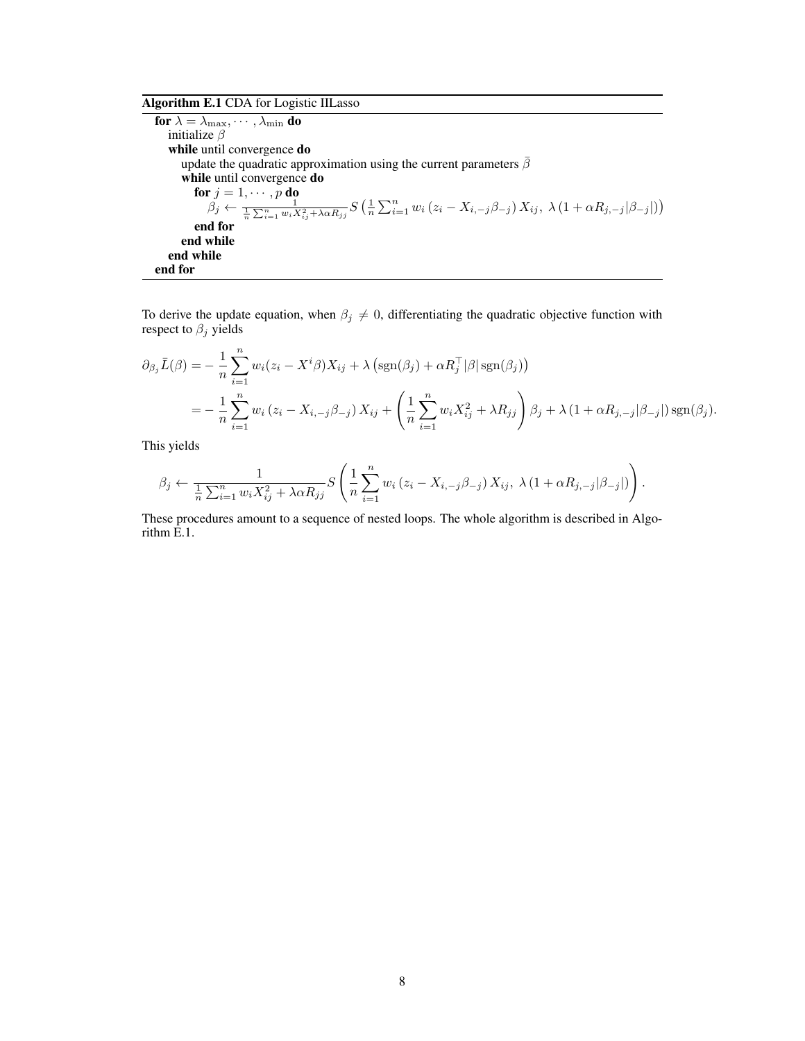**Algorithm E.1** CDA for Logistic IILasso

```
for λ = λ_max, ··· , λ_min do
    initialize β
    while until convergence do
        update the quadratic approximation using the current parameters β̄
        while until convergence do
            for j = 1, ··· , p do
                β_j ← 1/( (1/n) Σ_{i=1}^n w_i X_ij^2 + λαR_jj ) S( (1/n) Σ_{i=1}^n w_i (z_i − X_{i,−j} β_{−j}) X_ij , λ(1 + αR_{j,−j}|β_{−j}|) )
            end for
        end while
    end while
end for
```

To derive the update equation, when $\beta_j \neq 0$, differentiating the quadratic objective function with respect to $\beta_j$ yields

$$
\begin{aligned}
\partial_{\beta_j} \bar{L}(\beta) &= -\frac{1}{n}\sum_{i=1}^{n} w_i (z_i - X^i \beta) X_{ij} + \lambda \left( \operatorname{sgn}(\beta_j) + \alpha R_j^\top |\beta| \operatorname{sgn}(\beta_j) \right) \\
&= -\frac{1}{n}\sum_{i=1}^{n} w_i \left( z_i - X_{i,-j}\beta_{-j} \right) X_{ij} + \left( \frac{1}{n}\sum_{i=1}^{n} w_i X_{ij}^2 + \lambda R_{jj} \right) \beta_j + \lambda \left( 1 + \alpha R_{j,-j} |\beta_{-j}| \right) \operatorname{sgn}(\beta_j).
\end{aligned}
$$

This yields

$$
\beta_j \leftarrow \frac{1}{\frac{1}{n}\sum_{i=1}^{n} w_i X_{ij}^2 + \lambda \alpha R_{jj}} S\left( \frac{1}{n}\sum_{i=1}^{n} w_i \left( z_i - X_{i,-j}\beta_{-j} \right) X_{ij},\ \lambda \left( 1 + \alpha R_{j,-j} |\beta_{-j}| \right) \right).
$$

These procedures amount to a sequence of nested loops. The whole algorithm is described in Algorithm E.1.